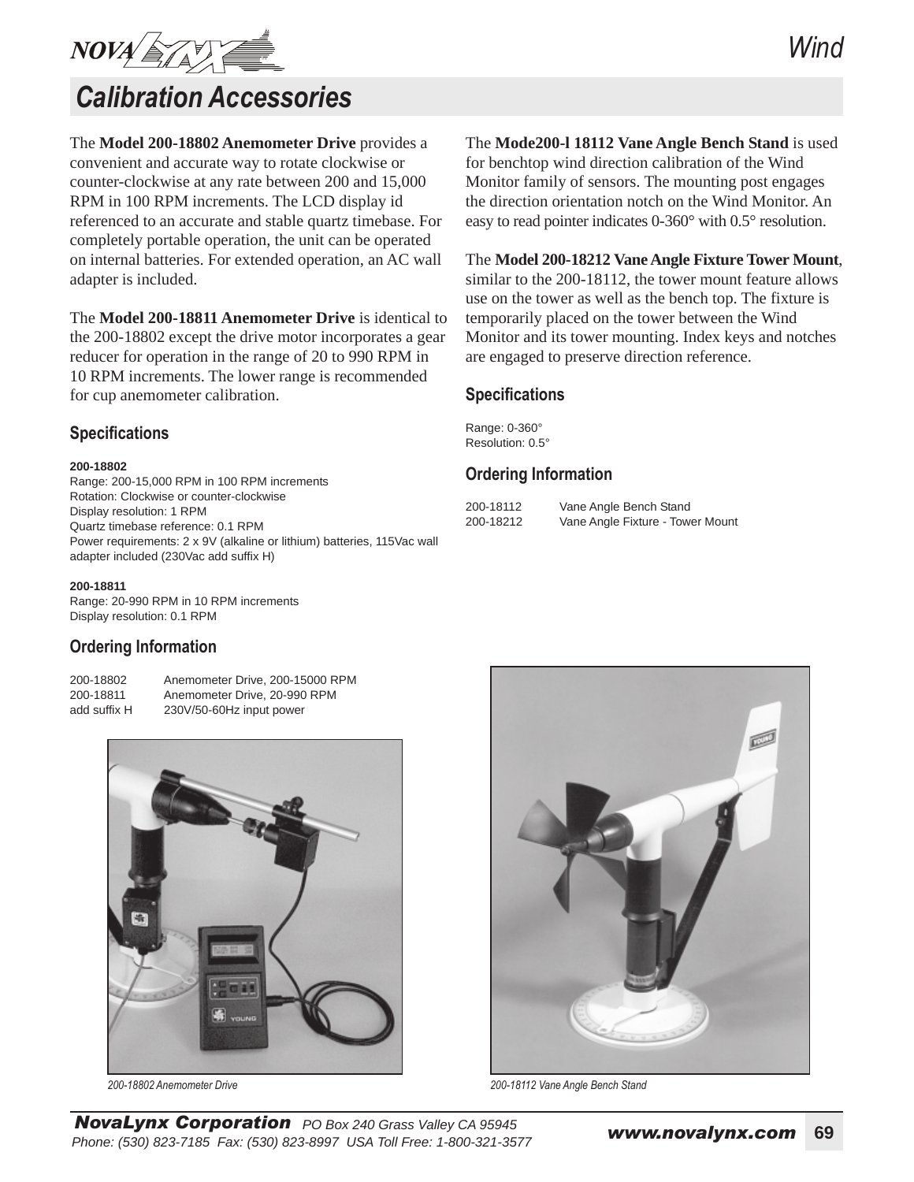# Calibration Accessories

The **Model 200-18802 Anemometer Drive** provides a convenient and accurate way to rotate clockwise or counter-clockwise at any rate between 200 and 15,000 RPM in 100 RPM increments. The LCD display id referenced to an accurate and stable quartz timebase. For completely portable operation, the unit can be operated on internal batteries. For extended operation, an AC wall adapter is included.

The **Model 200-18811 Anemometer Drive** is identical to the 200-18802 except the drive motor incorporates a gear reducer for operation in the range of 20 to 990 RPM in 10 RPM increments. The lower range is recommended for cup anemometer calibration.

### Specifications

**200-18802**
Range: 200-15,000 RPM in 100 RPM increments
Rotation: Clockwise or counter-clockwise
Display resolution: 1 RPM
Quartz timebase reference: 0.1 RPM
Power requirements: 2 x 9V (alkaline or lithium) batteries, 115Vac wall adapter included (230Vac add suffix H)

**200-18811**
Range: 20-990 RPM in 10 RPM increments
Display resolution: 0.1 RPM

### Ordering Information

| | |
|---|---|
| 200-18802 | Anemometer Drive, 200-15000 RPM |
| 200-18811 | Anemometer Drive, 20-990 RPM |
| add suffix H | 230V/50-60Hz input power |

*200-18802 Anemometer Drive*

The **Mode200-l 18112 Vane Angle Bench Stand** is used for benchtop wind direction calibration of the Wind Monitor family of sensors. The mounting post engages the direction orientation notch on the Wind Monitor. An easy to read pointer indicates 0-360° with 0.5° resolution.

The **Model 200-18212 Vane Angle Fixture Tower Mount**, similar to the 200-18112, the tower mount feature allows use on the tower as well as the bench top. The fixture is temporarily placed on the tower between the Wind Monitor and its tower mounting. Index keys and notches are engaged to preserve direction reference.

### Specifications

Range: 0-360°
Resolution: 0.5°

### Ordering Information

| | |
|---|---|
| 200-18112 | Vane Angle Bench Stand |
| 200-18212 | Vane Angle Fixture - Tower Mount |

*200-18112 Vane Angle Bench Stand*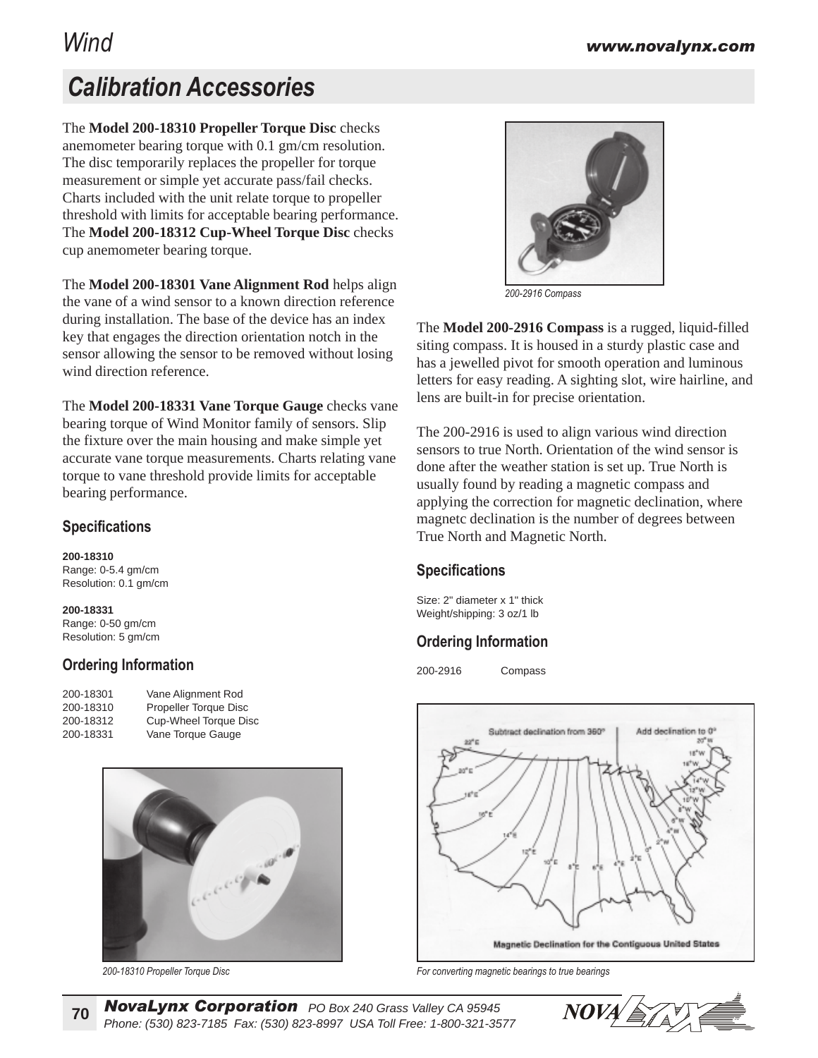# Calibration Accessories

The **Model 200-18310 Propeller Torque Disc** checks anemometer bearing torque with 0.1 gm/cm resolution. The disc temporarily replaces the propeller for torque measurement or simple yet accurate pass/fail checks. Charts included with the unit relate torque to propeller threshold with limits for acceptable bearing performance. The **Model 200-18312 Cup-Wheel Torque Disc** checks cup anemometer bearing torque.

The **Model 200-18301 Vane Alignment Rod** helps align the vane of a wind sensor to a known direction reference during installation. The base of the device has an index key that engages the direction orientation notch in the sensor allowing the sensor to be removed without losing wind direction reference.

The **Model 200-18331 Vane Torque Gauge** checks vane bearing torque of Wind Monitor family of sensors. Slip the fixture over the main housing and make simple yet accurate vane torque measurements. Charts relating vane torque to vane threshold provide limits for acceptable bearing performance.

### Specifications

**200-18310**
Range: 0-5.4 gm/cm
Resolution: 0.1 gm/cm

**200-18331**
Range: 0-50 gm/cm
Resolution: 5 gm/cm

### Ordering Information

| | |
|---|---|
| 200-18301 | Vane Alignment Rod |
| 200-18310 | Propeller Torque Disc |
| 200-18312 | Cup-Wheel Torque Disc |
| 200-18331 | Vane Torque Gauge |

200-18310 Propeller Torque Disc

200-2916 Compass

The **Model 200-2916 Compass** is a rugged, liquid-filled siting compass. It is housed in a sturdy plastic case and has a jewelled pivot for smooth operation and luminous letters for easy reading. A sighting slot, wire hairline, and lens are built-in for precise orientation.

The 200-2916 is used to align various wind direction sensors to true North. Orientation of the wind sensor is done after the weather station is set up. True North is usually found by reading a magnetic compass and applying the correction for magnetic declination, where magnetc declination is the number of degrees between True North and Magnetic North.

### Specifications

Size: 2" diameter x 1" thick
Weight/shipping: 3 oz/1 lb

### Ordering Information

| | |
|---|---|
| 200-2916 | Compass |

Subtract declination from 360°
Add declination to 0°
22°E 20°E 18°E 16°E 14°E 12°E 10°E 8°E 6°E 4°E 2°E 0° 2°W 4°W 6°W 8°W 10°W 12°W 14°W 16°W 18°W 20°W
Magnetic Declination for the Contiguous United States

For converting magnetic bearings to true bearings